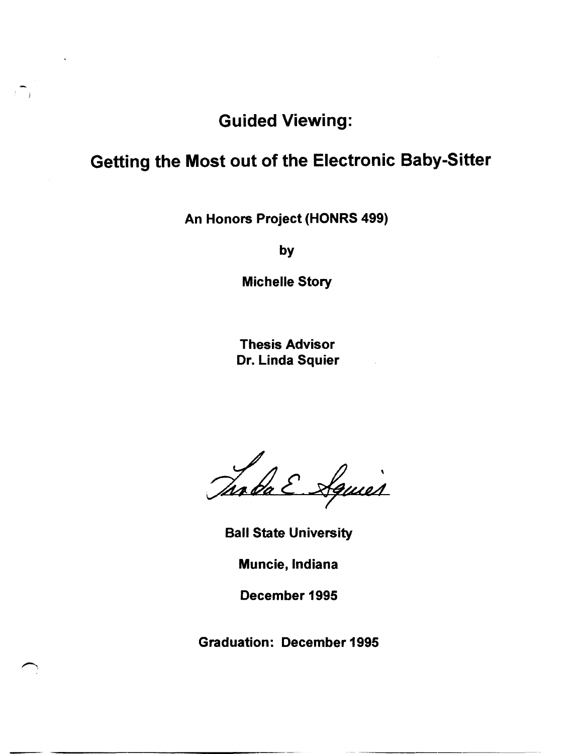# Guided Viewing:

# Getting the Most out of the Electronic Baby-Sitter

**An Honors Project (HONRS 499)**

**by**

**Michelle Story**

**Thesis Advisor**
**Dr. Linda Squier**

**Ball State University**

**Muncie, Indiana**

**December 1995**

**Graduation: December 1995**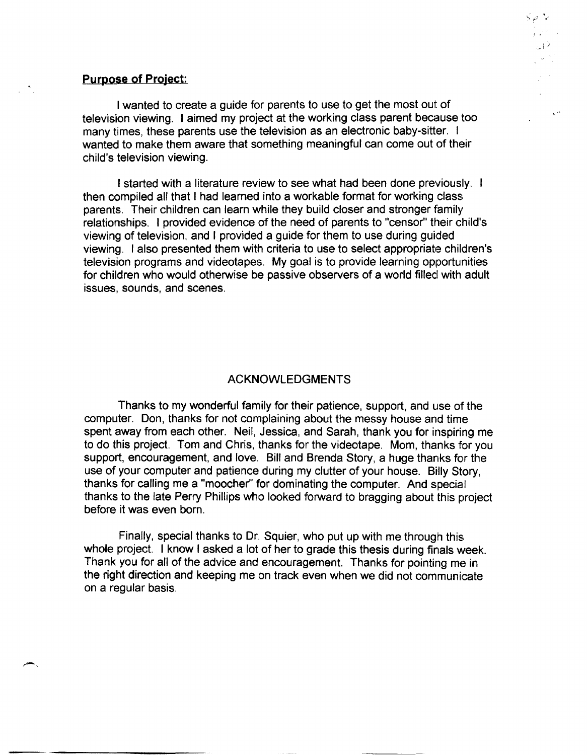**Purpose of Project:**

I wanted to create a guide for parents to use to get the most out of television viewing. I aimed my project at the working class parent because too many times, these parents use the television as an electronic baby-sitter. I wanted to make them aware that something meaningful can come out of their child's television viewing.

I started with a literature review to see what had been done previously. I then compiled all that I had learned into a workable format for working class parents. Their children can learn while they build closer and stronger family relationships. I provided evidence of the need of parents to "censor" their child's viewing of television, and I provided a guide for them to use during guided viewing. I also presented them with criteria to use to select appropriate children's television programs and videotapes. My goal is to provide learning opportunities for children who would otherwise be passive observers of a world filled with adult issues, sounds, and scenes.

## ACKNOWLEDGMENTS

Thanks to my wonderful family for their patience, support, and use of the computer. Don, thanks for not complaining about the messy house and time spent away from each other. Neil, Jessica, and Sarah, thank you for inspiring me to do this project. Tom and Chris, thanks for the videotape. Mom, thanks for you support, encouragement, and love. Bill and Brenda Story, a huge thanks for the use of your computer and patience during my clutter of your house. Billy Story, thanks for calling me a "moocher" for dominating the computer. And special thanks to the late Perry Phillips who looked forward to bragging about this project before it was even born.

Finally, special thanks to Dr. Squier, who put up with me through this whole project. I know I asked a lot of her to grade this thesis during finals week. Thank you for all of the advice and encouragement. Thanks for pointing me in the right direction and keeping me on track even when we did not communicate on a regular basis.